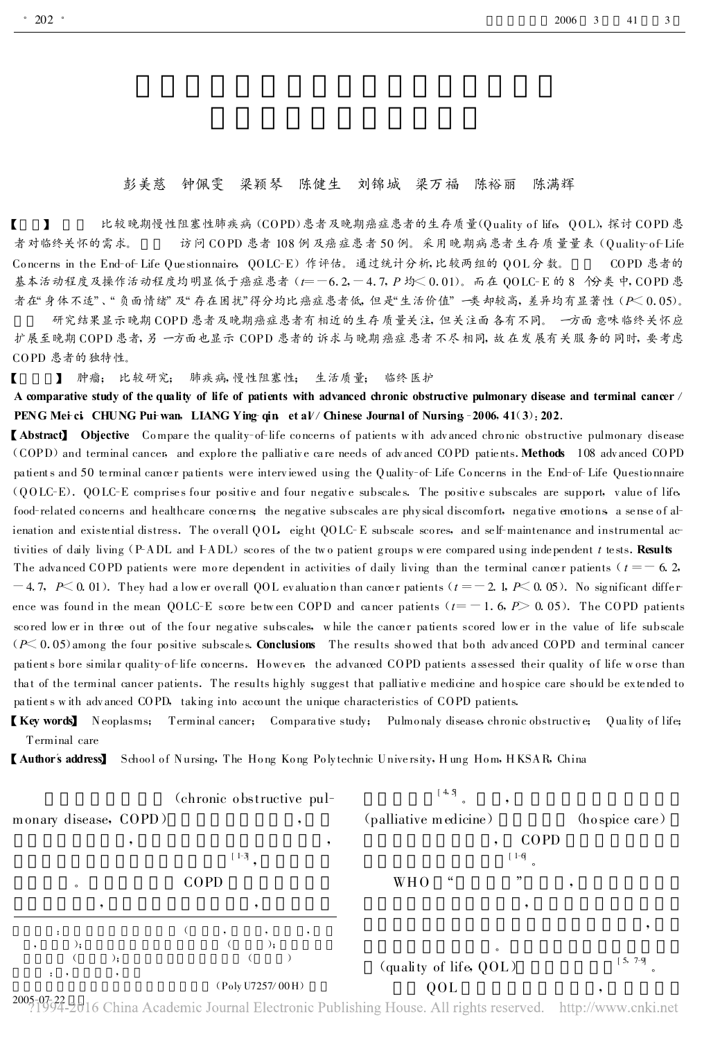彭美慈　钟佩雯　梁颖琴　陈健生　刘锦城　梁万福　陈裕丽　陈满辉

【　　】　　比较晚期慢性阻塞性肺疾病(COPD)患者及晚期癌症患者的生存质量(Quality of life, QOL),探讨COPD患者对临终关怀的需求。　　访问COPD患者108例及癌症患者50例。采用晚期病患者生存质量量表(Quality-of-Life Concerns in the End-of-Life Questionnaire, QOLC-E)作评估。通过统计分析,比较两组的QOL分数。　　COPD患者的基本活动程度及操作活动程度均明显低于癌症患者($t=-6.2, -4.7$, $P$均$<0.01$)。而在QOLC-E的8个分类中,COPD患者在"身体不适"、"负面情绪"及"存在困扰"得分均比癌症患者低,但是"生活价值"一类却较高,差异均有显著性($P<0.05$)。　　研究结果显示晚期COPD患者及晚期癌症患者有相近的生存质量关注,但关注面各有不同。一方面意味临终关怀应扩展至晚期COPD患者,另一方面也显示COPD患者的诉求与晚期癌症患者不尽相同,故在发展有关服务的同时,要考虑COPD患者的独特性。

【　　】　肿瘤;　比较研究;　肺疾病,慢性阻塞性;　生活质量;　临终医护

**A comparative study of the quality of life of patients with advanced chronic obstructive pulmonary disease and terminal cancer / PENG Mei-ci, CHUNG Pui-wan, LIANG Ying-qin, et al // Chinese Journal of Nursing, -2006, 41(3): 202.**

**【Abstract】 Objective** Compare the quality-of-life concerns of patients with advanced chronic obstructive pulmonary disease (COPD) and terminal cancer, and explore the palliative care needs of advanced COPD patients. **Methods** 108 advanced COPD patients and 50 terminal cancer patients were interviewed using the Quality-of-Life Concerns in the End-of-Life Questionnaire (QOLC-E). QOLC-E comprises four positive and four negative subscales. The positive subscales are support, value of life, food-related concerns and healthcare concerns; the negative subscales are physical discomfort, negative emotions, a sense of alienation and existential distress. The overall QOL, eight QOLC-E subscale scores, and self-maintenance and instrumental activities of daily living (P-ADL and I-ADL) scores of the two patient groups were compared using independent $t$ tests. **Results** The advanced COPD patients were more dependent in activities of daily living than the terminal cancer patients ($t=-6.2, -4.7$, $P<0.01$). They had a lower overall QOL evaluation than cancer patients ($t=-2.1$, $P<0.05$). No significant difference was found in the mean QOLC-E score between COPD and cancer patients ($t=-1.6$, $P>0.05$). The COPD patients scored lower in three out of the four negative subscales, while the cancer patients scored lower in the value of life subscale ($P<0.05$) among the four positive subscales. **Conclusions** The results showed that both advanced COPD and terminal cancer patients bore similar quality-of-life concerns. However, the advanced COPD patients assessed their quality of life worse than that of the terminal cancer patients. The results highly suggest that palliative medicine and hospice care should be extended to patients with advanced COPD, taking into account the unique characteristics of COPD patients.

**【Key words】** Neoplasms; Terminal cancer; Comparative study; Pulmonaly disease, chronic obstructive; Quality of life; Terminal care

**【Author's address】** School of Nursing, The Hong Kong Polytechnic University, Hung Hom, HKSAR, China

(chronic obstructive pulmonary disease, COPD),,,[1-3],。COPD,,[4,5]。,(palliative medicine)(hospice care),COPD[1-6]。

WHO"",,,,。(quality of life, QOL)[5,7-9]。QOL,

:(,,,,,);();();(): ,,(PolyU7257/00H)

2005-07-22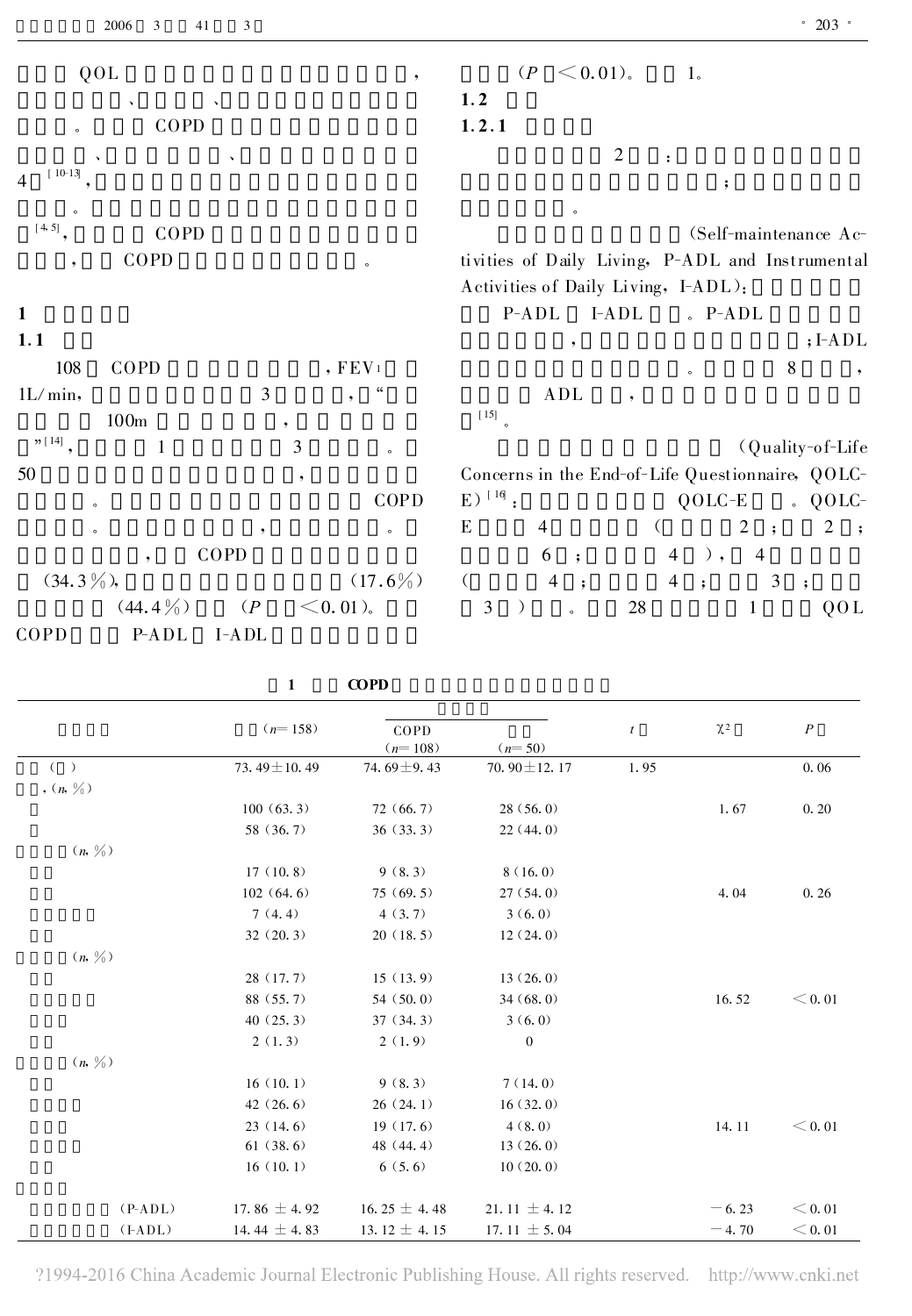QOL ，

、、

。 COPD

、、

4 [10-13]，

。

[4,5]， COPD

， COPD 。

# 1

## 1.1

108 COPD ，$FEV_1$

1L/min， 3 ，“

100m ，

”[14]， 1 3 。

50 ，

。 COPD

。 ， 。

， COPD

(34.3%)， (17.6%)

(44.4%) ($P$ <0.01)。

COPD P-ADL I-ADL

($P$ <0.01)。 1。

## 1.2

### 1.2.1

2 ：

；

。

(Self-maintenance Activities of Daily Living，P-ADL and Instrumental Activities of Daily Living，I-ADL)：

P-ADL I-ADL 。P-ADL

， ；I-ADL

。 8 ，

ADL ，

[15]。

(Quality-of-Life Concerns in the End-of-Life Questionnaire，QOLC-E)[16]： QOLC-E 。QOLC-E 4 ( 2 ； 2 ；

6 ； 4 )， 4

( 4 ； 4 ； 3 ；

3 ) 。 28 1 QOL

**1 COPD**

| | (n=158) | COPD (n=108) | (n=50) | t | $\chi^2$ | P |
|---|---|---|---|---|---|---|
| ( ) | 73.49±10.49 | 74.69±9.43 | 70.90±12.17 | 1.95 | | 0.06 |
| ，(n，%) | | | | | | |
| | 100 (63.3) | 72 (66.7) | 28 (56.0) | | 1.67 | 0.20 |
| | 58 (36.7) | 36 (33.3) | 22 (44.0) | | | |
| (n，%) | | | | | | |
| | 17 (10.8) | 9 (8.3) | 8 (16.0) | | | |
| | 102 (64.6) | 75 (69.5) | 27 (54.0) | | 4.04 | 0.26 |
| | 7 (4.4) | 4 (3.7) | 3 (6.0) | | | |
| | 32 (20.3) | 20 (18.5) | 12 (24.0) | | | |
| (n，%) | | | | | | |
| | 28 (17.7) | 15 (13.9) | 13 (26.0) | | | |
| | 88 (55.7) | 54 (50.0) | 34 (68.0) | | 16.52 | <0.01 |
| | 40 (25.3) | 37 (34.3) | 3 (6.0) | | | |
| | 2 (1.3) | 2 (1.9) | 0 | | | |
| (n，%) | | | | | | |
| | 16 (10.1) | 9 (8.3) | 7 (14.0) | | | |
| | 42 (26.6) | 26 (24.1) | 16 (32.0) | | | |
| | 23 (14.6) | 19 (17.6) | 4 (8.0) | | 14.11 | <0.01 |
| | 61 (38.6) | 48 (44.4) | 13 (26.0) | | | |
| | 16 (10.1) | 6 (5.6) | 10 (20.0) | | | |
| | | | | | | |
| (P-ADL) | 17.86 ± 4.92 | 16.25 ± 4.48 | 21.11 ± 4.12 | | −6.23 | <0.01 |
| (I-ADL) | 14.44 ± 4.83 | 13.12 ± 4.15 | 17.11 ± 5.04 | | −4.70 | <0.01 |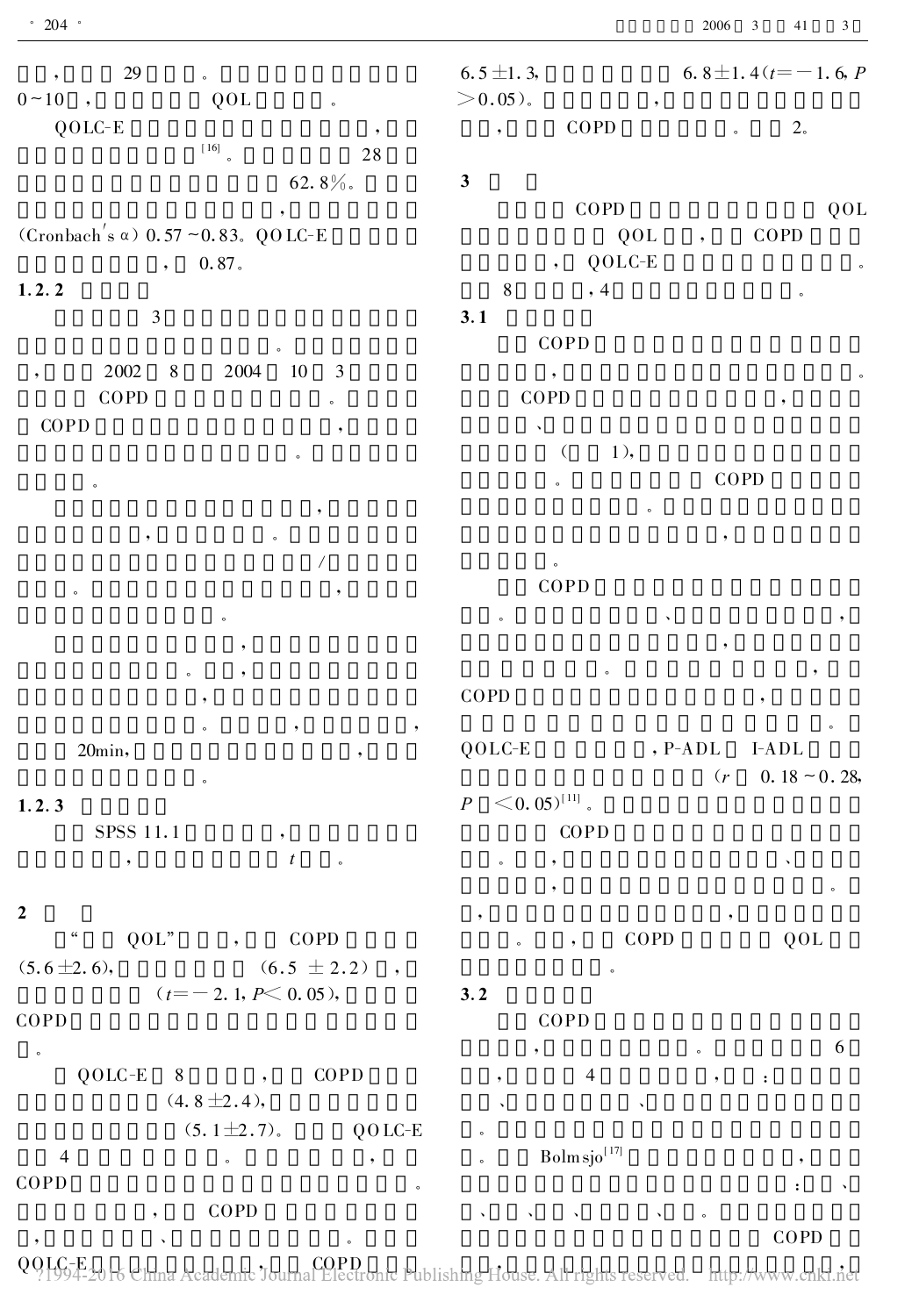，29。
0~10，QOL。

QOLC-E，[16]。28
62.8%。
，
(Cronbach's α) 0.57~0.83。QOLC-E
，0.87。

**1.2.2**

3
。
，2002 8 2004 10 3
COPD。
COPD，
。
。

，
，。
/
。，
。

，
。，
，
。，，
20min，，
。

**1.2.3**

SPSS 11.1，
，$t$。

## 2

"QOL"，COPD
(5.6±2.6)，(6.5±2.2)，
($t$=−2.1, $P$<0.05)，
COPD
。

QOLC-E 8，COPD
(4.8±2.4)，
(5.1±2.7)。QOLC-E
4。，
COPD。
，COPD
，、。
QOLC-E，COPD

6.5±1.3，6.8±1.4 ($t$=−1.6, $P$>0.05)。，
，COPD。2。

## 3

COPD QOL
QOL，COPD
，QOLC-E。
8，4。

**3.1**

COPD
，。
COPD，
、
(1)，
。COPD
。
，
。

COPD
。、，
，
。，
COPD，
。
QOLC-E，P-ADL I-ADL
($r$ 0.18~0.28, $P$<0.05)[11]。
COPD
。，、
，。
，，
。，COPD QOL
。

**3.2**

COPD
，。6
，4，：
、、
。
。Bolmsjo[17]，
：、
、、、、。
COPD
，，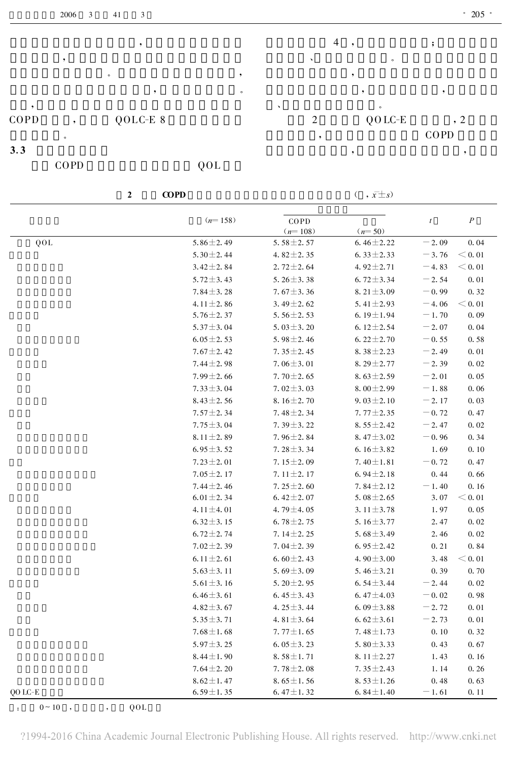，

，

。 ，

， 。

，

COPD ， QOLC-E 8

。

### 3.3

COPD QOL

4 ， ；

、 。

，

， ，

、 。

2 QOLC-E ，2

， COPD

， ，

**2 COPD** ( , $\bar{x} \pm s$)

| | (n=158) | COPD (n=108) | (n=50) | t | P |
|---|---|---|---|---|---|
| QOL | 5.86±2.49 | 5.58±2.57 | 6.46±2.22 | −2.09 | 0.04 |
| | 5.30±2.44 | 4.82±2.35 | 6.33±2.33 | −3.76 | <0.01 |
| | 3.42±2.84 | 2.72±2.64 | 4.92±2.71 | −4.83 | <0.01 |
| | 5.72±3.43 | 5.26±3.38 | 6.72±3.34 | −2.54 | 0.01 |
| | 7.84±3.28 | 7.67±3.36 | 8.21±3.09 | −0.99 | 0.32 |
| | 4.11±2.86 | 3.49±2.62 | 5.41±2.93 | −4.06 | <0.01 |
| | 5.76±2.37 | 5.56±2.53 | 6.19±1.94 | −1.70 | 0.09 |
| | 5.37±3.04 | 5.03±3.20 | 6.12±2.54 | −2.07 | 0.04 |
| | 6.05±2.53 | 5.98±2.46 | 6.22±2.70 | −0.55 | 0.58 |
| | 7.67±2.42 | 7.35±2.45 | 8.38±2.23 | −2.49 | 0.01 |
| | 7.44±2.98 | 7.06±3.01 | 8.29±2.77 | −2.39 | 0.02 |
| | 7.99±2.66 | 7.70±2.65 | 8.63±2.59 | −2.01 | 0.05 |
| | 7.33±3.04 | 7.02±3.03 | 8.00±2.99 | −1.88 | 0.06 |
| | 8.43±2.56 | 8.16±2.70 | 9.03±2.10 | −2.17 | 0.03 |
| | 7.57±2.34 | 7.48±2.34 | 7.77±2.35 | −0.72 | 0.47 |
| | 7.75±3.04 | 7.39±3.22 | 8.55±2.42 | −2.47 | 0.02 |
| | 8.11±2.89 | 7.96±2.84 | 8.47±3.02 | −0.96 | 0.34 |
| | 6.95±3.52 | 7.28±3.34 | 6.16±3.82 | 1.69 | 0.10 |
| | 7.23±2.01 | 7.15±2.09 | 7.40±1.81 | −0.72 | 0.47 |
| | 7.05±2.17 | 7.11±2.17 | 6.94±2.18 | 0.44 | 0.66 |
| | 7.44±2.46 | 7.25±2.60 | 7.84±2.12 | −1.40 | 0.16 |
| | 6.01±2.34 | 6.42±2.07 | 5.08±2.65 | 3.07 | <0.01 |
| | 4.11±4.01 | 4.79±4.05 | 3.11±3.78 | 1.97 | 0.05 |
| | 6.32±3.15 | 6.78±2.75 | 5.16±3.77 | 2.47 | 0.02 |
| | 6.72±2.74 | 7.14±2.25 | 5.68±3.49 | 2.46 | 0.02 |
| | 7.02±2.39 | 7.04±2.39 | 6.95±2.42 | 0.21 | 0.84 |
| | 6.11±2.61 | 6.60±2.43 | 4.90±3.00 | 3.48 | <0.01 |
| | 5.63±3.11 | 5.69±3.09 | 5.46±3.21 | 0.39 | 0.70 |
| | 5.61±3.16 | 5.20±2.95 | 6.54±3.44 | −2.44 | 0.02 |
| | 6.46±3.61 | 6.45±3.43 | 6.47±4.03 | −0.02 | 0.98 |
| | 4.82±3.67 | 4.25±3.44 | 6.09±3.88 | −2.72 | 0.01 |
| | 5.35±3.71 | 4.81±3.64 | 6.62±3.61 | −2.73 | 0.01 |
| | 7.68±1.68 | 7.77±1.65 | 7.48±1.73 | 0.10 | 0.32 |
| | 5.97±3.25 | 6.05±3.23 | 5.80±3.33 | 0.43 | 0.67 |
| | 8.44±1.90 | 8.58±1.71 | 8.11±2.27 | 1.43 | 0.16 |
| | 7.64±2.20 | 7.78±2.08 | 7.35±2.43 | 1.14 | 0.26 |
| | 8.62±1.47 | 8.65±1.56 | 8.53±1.26 | 0.48 | 0.63 |
| QOLC-E | 6.59±1.35 | 6.47±1.32 | 6.84±1.40 | −1.61 | 0.11 |

: 0~10 , , QOL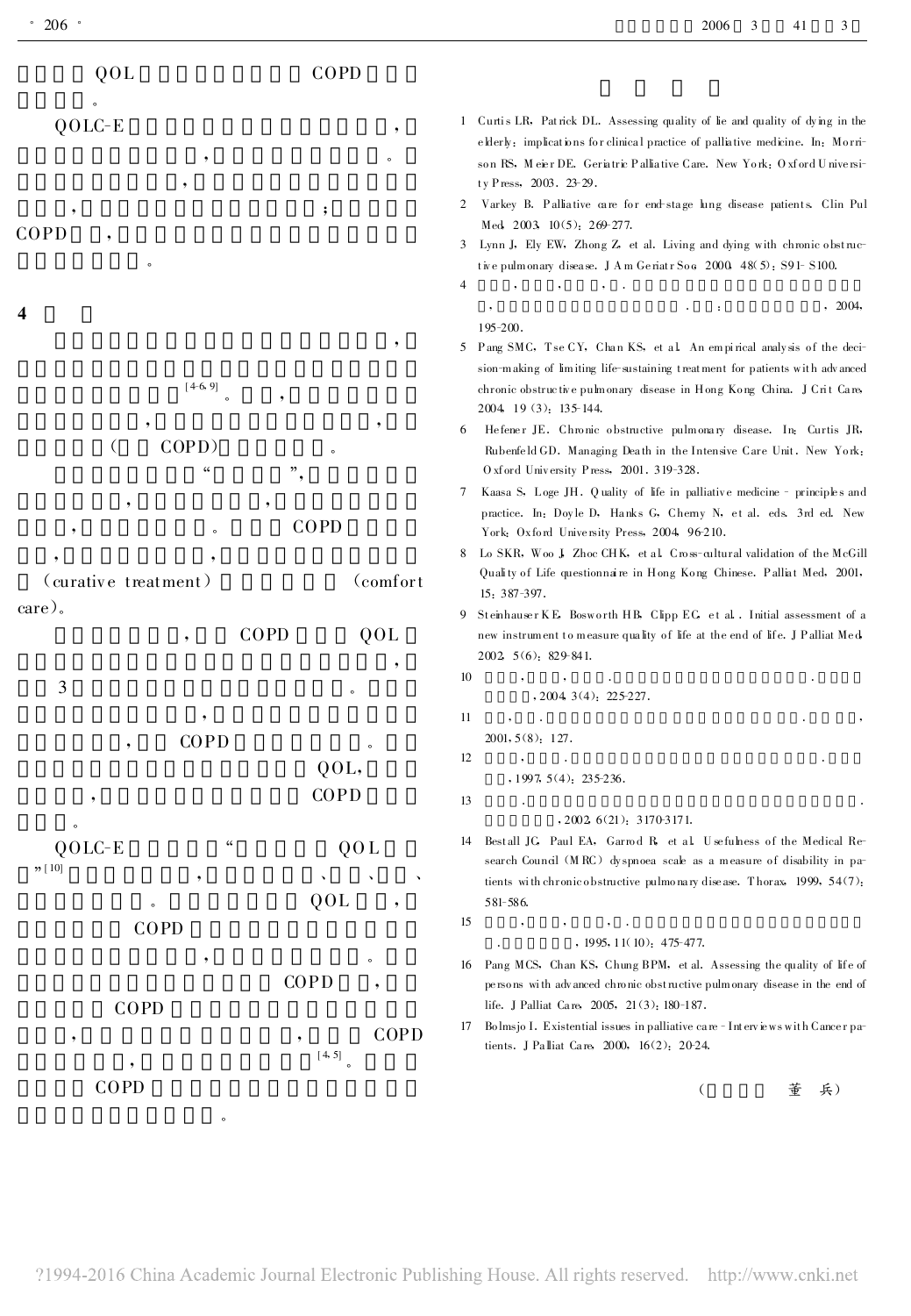QOL COPD

。

QOLC-E ，

， 。

，

， ；

COPD ，

。

## 4

，

[4-6,9] 。 ，

， ，

( COPD) 。

" "，

， ，

， 。 COPD

， ，

(curative treatment) (comfort care)。

， COPD QOL

，

3 。

，

， COPD 。

QOL,

， COPD

。

QOLC-E " QOL

"[10] ， 、 、 、

。 QOL ，

COPD

， 。

COPD ，

COPD

， ， COPD

， [4,5] 。

COPD

。

## 

1. Curtis LR, Patrick DL. Assessing quality of lie and quality of dying in the elderly: implications for clinical practice of palliative medicine. In: Morrison RS, Meier DE. Geriatric Palliative Care. New York: Oxford University Press, 2003. 23-29.
2. Varkey B. Palliative care for end-stage lung disease patients. Clin Pul Med, 2003, 10(5): 269-277.
3. Lynn J, Ely EW, Zhong Z, et al. Living and dying with chronic obstructive pulmonary disease. J Am Geriatr Soc, 2000, 48(5): S91-S100.
4. ， ， ， ， . ， . ： ， 2004, 195-200.
5. Pang SMC, Tse CY, Chan KS, et al. An empirical analysis of the decision-making of limiting life-sustaining treatment for patients with advanced chronic obstructive pulmonary disease in Hong Kong China. J Crit Care, 2004, 19(3): 135-144.
6. Hefener JE. Chronic obstructive pulmonary disease. In: Curtis JR, Rubenfeld GD. Managing Death in the Intensive Care Unit. New York: Oxford University Press, 2001. 319-328.
7. Kaasa S, Loge JH. Quality of life in palliative medicine - principles and practice. In: Doyle D, Hanks G, Cherny N, et al. eds. 3rd ed. New York: Oxford University Press, 2004. 96-210.
8. Lo SKR, Woo J, Zhoc CHK, et al. Cross-cultural validation of the McGill Quality of Life questionnaire in Hong Kong Chinese. Palliat Med, 2001, 15: 387-397.
9. Steinhauser KE, Bosworth HB, Clipp EG, et al. Initial assessment of a new instrument to measure quality of life at the end of life. J Palliat Med, 2002, 5(6): 829-841.
10. ， ， . . , 2004, 3(4): 225-227.
11. ， . . ， 2001, 5(8): 127.
12. ， . . , 1997, 5(4): 235-236.
13. . . , 2002, 6(21): 3170-3171.
14. Bestall JC, Paul EA, Garrod R, et al. Usefulness of the Medical Research Council (MRC) dyspnoea scale as a measure of disability in patients with chronic obstructive pulmonary disease. Thorax, 1999, 54(7): 581-586.
15. ， ， ， . . , 1995, 11(10): 475-477.
16. Pang MCS, Chan KS, Chung BPM, et al. Assessing the quality of life of persons with advanced chronic obstructive pulmonary disease in the end of life. J Palliat Care, 2005, 21(3): 180-187.
17. Bolmsjo I. Existential issues in palliative care - Interviews with Cancer patients. J Palliat Care, 2000, 16(2): 20-24.

( 董 兵)